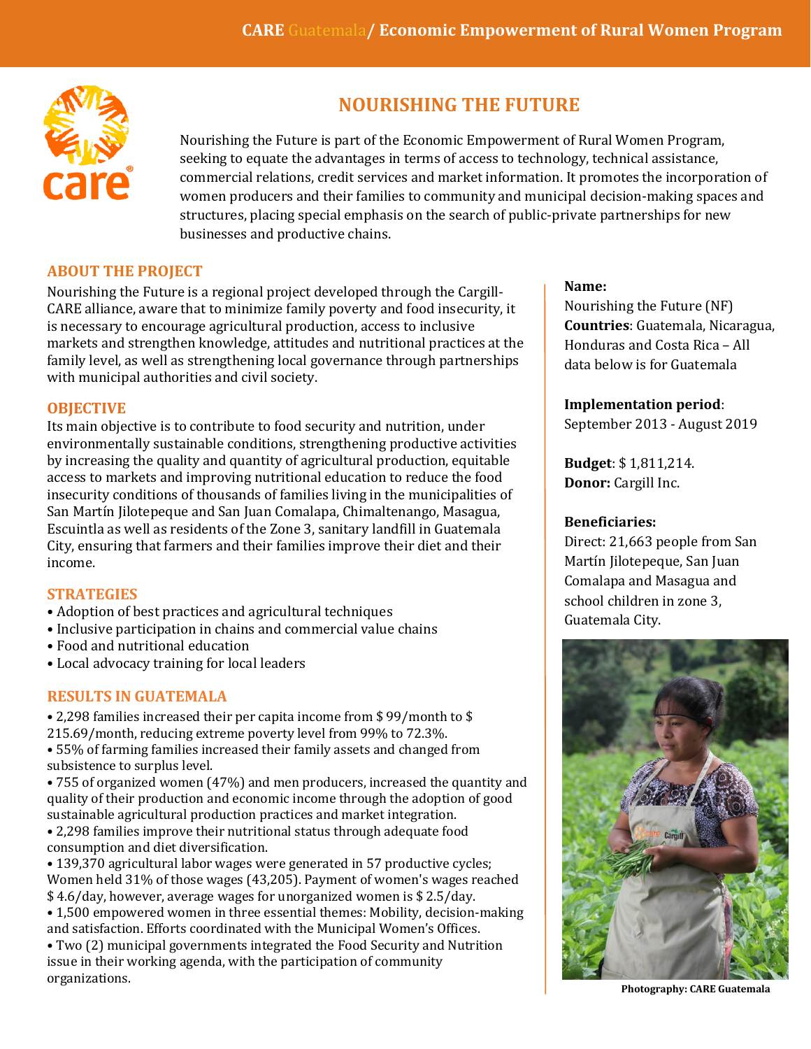# NOURISHING THE FUTURE

Nourishing the Future is part of the Economic Empowerment of Rural Women Program, seeking to equate the advantages in terms of access to technology, technical assistance, commercial relations, credit services and market information. It promotes the incorporation of women producers and their families to community and municipal decision-making spaces and structures, placing special emphasis on the search of public-private partnerships for new businesses and productive chains.

## ABOUT THE PROJECT

Nourishing the Future is a regional project developed through the Cargill-CARE alliance, aware that to minimize family poverty and food insecurity, it is necessary to encourage agricultural production, access to inclusive markets and strengthen knowledge, attitudes and nutritional practices at the family level, as well as strengthening local governance through partnerships with municipal authorities and civil society.

## OBJECTIVE

Its main objective is to contribute to food security and nutrition, under environmentally sustainable conditions, strengthening productive activities by increasing the quality and quantity of agricultural production, equitable access to markets and improving nutritional education to reduce the food insecurity conditions of thousands of families living in the municipalities of San Martín Jilotepeque and San Juan Comalapa, Chimaltenango, Masagua, Escuintla as well as residents of the Zone 3, sanitary landfill in Guatemala City, ensuring that farmers and their families improve their diet and their income.

## STRATEGIES

- Adoption of best practices and agricultural techniques
- Inclusive participation in chains and commercial value chains
- Food and nutritional education
- Local advocacy training for local leaders

## RESULTS IN GUATEMALA

- 2,298 families increased their per capita income from $ 99/month to $ 215.69/month, reducing extreme poverty level from 99% to 72.3%.
- 55% of farming families increased their family assets and changed from subsistence to surplus level.
- 755 of organized women (47%) and men producers, increased the quantity and quality of their production and economic income through the adoption of good sustainable agricultural production practices and market integration.
- 2,298 families improve their nutritional status through adequate food consumption and diet diversification.
- 139,370 agricultural labor wages were generated in 57 productive cycles; Women held 31% of those wages (43,205). Payment of women's wages reached $ 4.6/day, however, average wages for unorganized women is $ 2.5/day.
- 1,500 empowered women in three essential themes: Mobility, decision-making and satisfaction. Efforts coordinated with the Municipal Women's Offices.
- Two (2) municipal governments integrated the Food Security and Nutrition issue in their working agenda, with the participation of community organizations.

**Name:**
Nourishing the Future (NF)
**Countries**: Guatemala, Nicaragua, Honduras and Costa Rica – All data below is for Guatemala

**Implementation period**:
September 2013 - August 2019

**Budget**: $ 1,811,214.
**Donor:** Cargill Inc.

**Beneficiaries:**
Direct: 21,663 people from San Martín Jilotepeque, San Juan Comalapa and Masagua and school children in zone 3, Guatemala City.

**Photography: CARE Guatemala**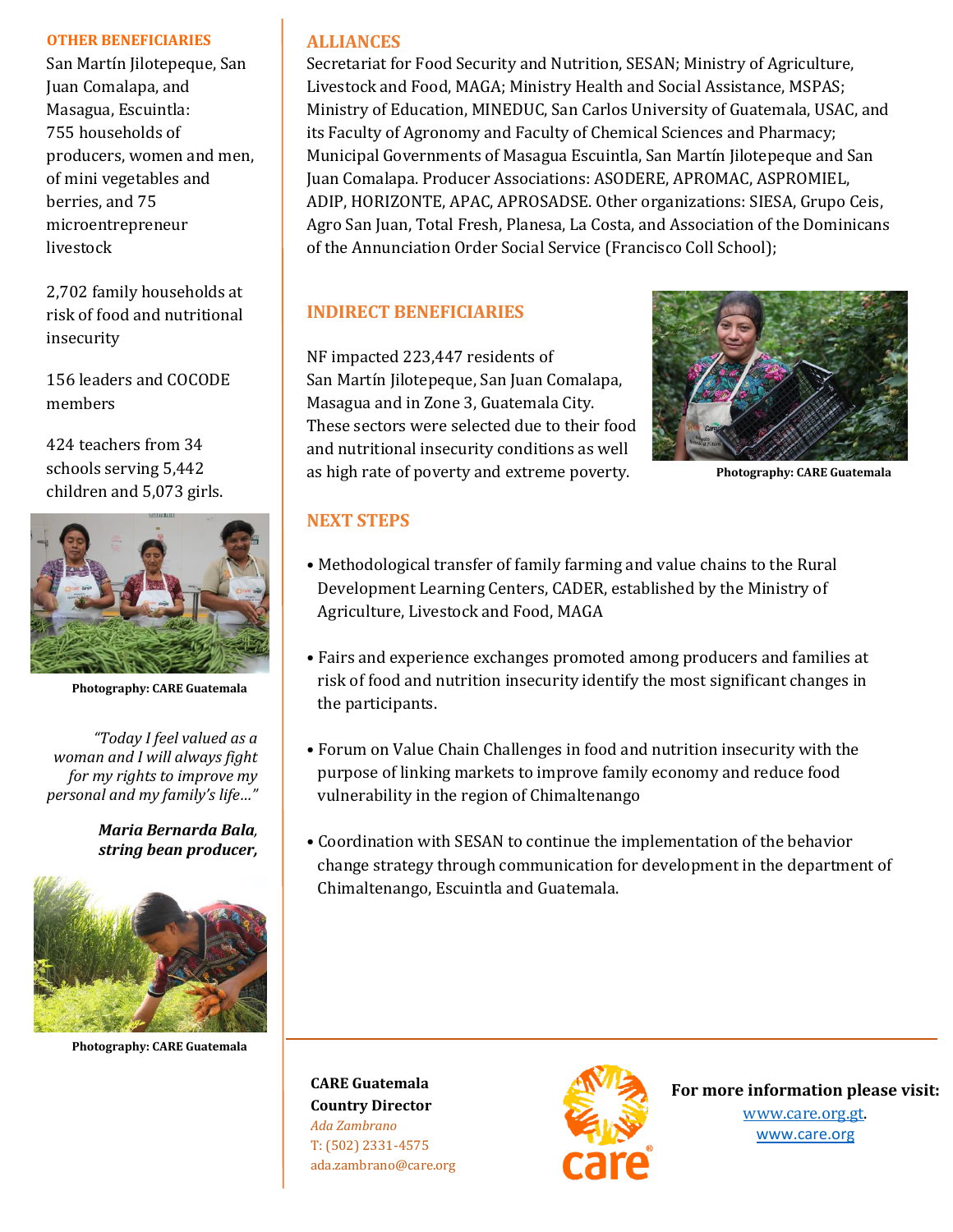## OTHER BENEFICIARIES

San Martín Jilotepeque, San Juan Comalapa, and Masagua, Escuintla: 755 households of producers, women and men, of mini vegetables and berries, and 75 microentrepreneur livestock

2,702 family households at risk of food and nutritional insecurity

156 leaders and COCODE members

424 teachers from 34 schools serving 5,442 children and 5,073 girls.

Photography: CARE Guatemala

*"Today I feel valued as a woman and I will always fight for my rights to improve my personal and my family's life…"*

***Maria Bernarda Bala, string bean producer,***

Photography: CARE Guatemala

## ALLIANCES

Secretariat for Food Security and Nutrition, SESAN; Ministry of Agriculture, Livestock and Food, MAGA; Ministry Health and Social Assistance, MSPAS; Ministry of Education, MINEDUC, San Carlos University of Guatemala, USAC, and its Faculty of Agronomy and Faculty of Chemical Sciences and Pharmacy; Municipal Governments of Masagua Escuintla, San Martín Jilotepeque and San Juan Comalapa. Producer Associations: ASODERE, APROMAC, ASPROMIEL, ADIP, HORIZONTE, APAC, APROSADSE. Other organizations: SIESA, Grupo Ceis, Agro San Juan, Total Fresh, Planesa, La Costa, and Association of the Dominicans of the Annunciation Order Social Service (Francisco Coll School);

## INDIRECT BENEFICIARIES

NF impacted 223,447 residents of San Martín Jilotepeque, San Juan Comalapa, Masagua and in Zone 3, Guatemala City. These sectors were selected due to their food and nutritional insecurity conditions as well as high rate of poverty and extreme poverty.

Photography: CARE Guatemala

## NEXT STEPS

- Methodological transfer of family farming and value chains to the Rural Development Learning Centers, CADER, established by the Ministry of Agriculture, Livestock and Food, MAGA
- Fairs and experience exchanges promoted among producers and families at risk of food and nutrition insecurity identify the most significant changes in the participants.
- Forum on Value Chain Challenges in food and nutrition insecurity with the purpose of linking markets to improve family economy and reduce food vulnerability in the region of Chimaltenango
- Coordination with SESAN to continue the implementation of the behavior change strategy through communication for development in the department of Chimaltenango, Escuintla and Guatemala.

**CARE Guatemala**
**Country Director**
*Ada Zambrano*
T: (502) 2331-4575
ada.zambrano@care.org

**For more information please visit:**
www.care.org.gt.
www.care.org